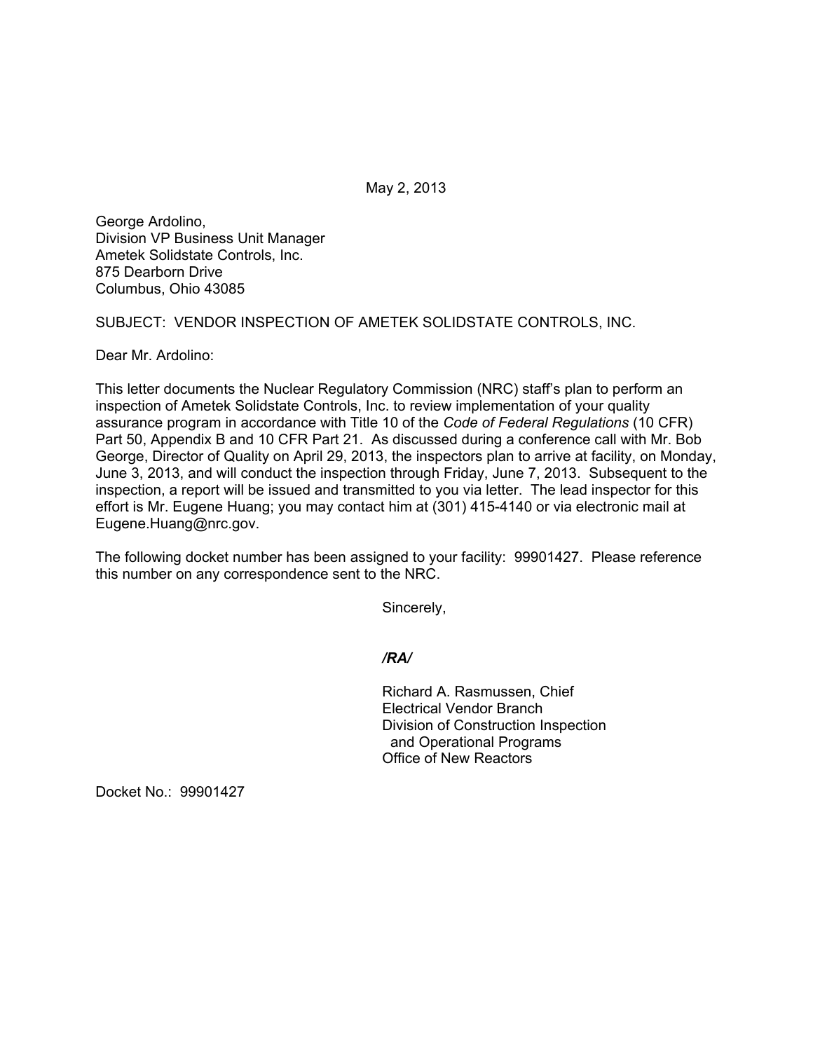May 2, 2013

George Ardolino,
Division VP Business Unit Manager
Ametek Solidstate Controls, Inc.
875 Dearborn Drive
Columbus, Ohio 43085

SUBJECT: VENDOR INSPECTION OF AMETEK SOLIDSTATE CONTROLS, INC.

Dear Mr. Ardolino:

This letter documents the Nuclear Regulatory Commission (NRC) staff's plan to perform an inspection of Ametek Solidstate Controls, Inc. to review implementation of your quality assurance program in accordance with Title 10 of the *Code of Federal Regulations* (10 CFR) Part 50, Appendix B and 10 CFR Part 21. As discussed during a conference call with Mr. Bob George, Director of Quality on April 29, 2013, the inspectors plan to arrive at facility, on Monday, June 3, 2013, and will conduct the inspection through Friday, June 7, 2013. Subsequent to the inspection, a report will be issued and transmitted to you via letter. The lead inspector for this effort is Mr. Eugene Huang; you may contact him at (301) 415-4140 or via electronic mail at Eugene.Huang@nrc.gov.

The following docket number has been assigned to your facility: 99901427. Please reference this number on any correspondence sent to the NRC.

Sincerely,

***/RA/***

Richard A. Rasmussen, Chief
Electrical Vendor Branch
Division of Construction Inspection
and Operational Programs
Office of New Reactors

Docket No.: 99901427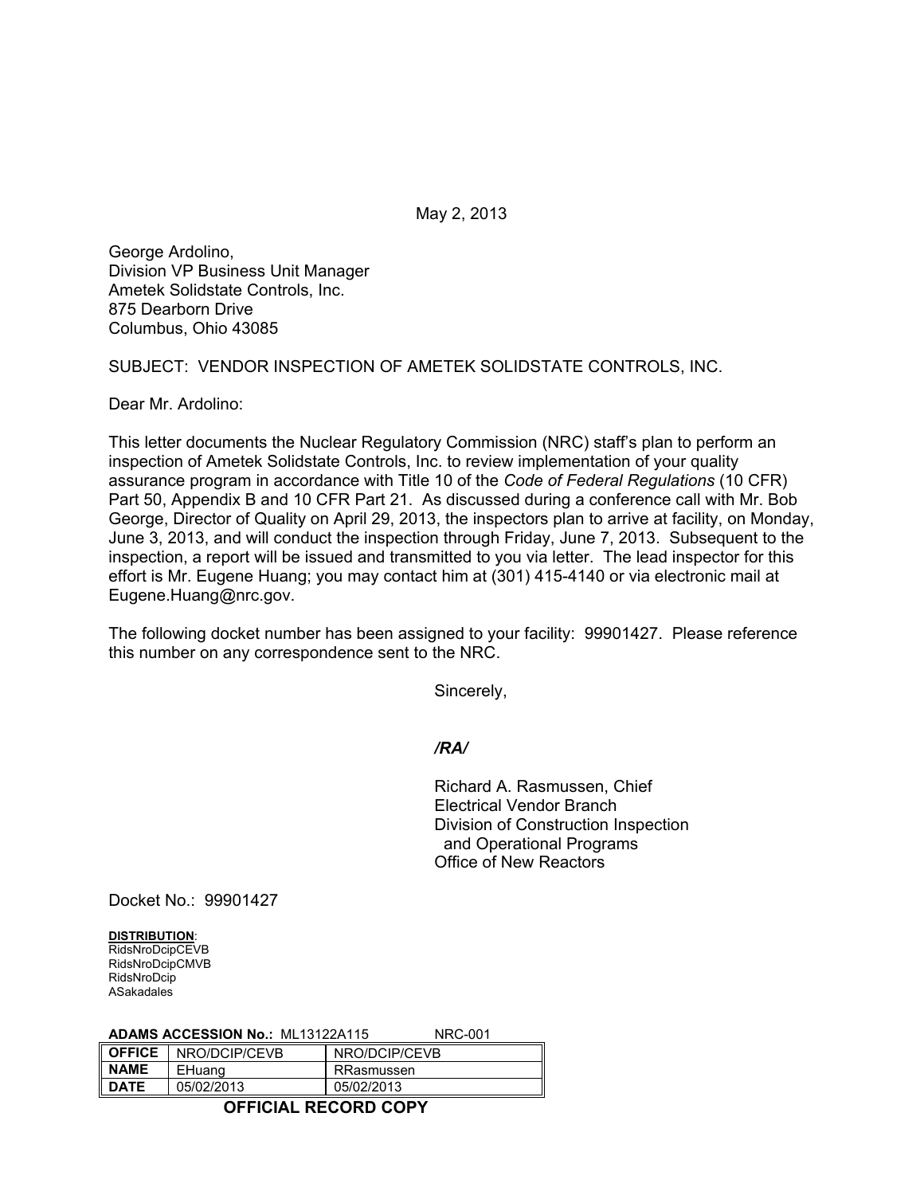May 2, 2013

George Ardolino,
Division VP Business Unit Manager
Ametek Solidstate Controls, Inc.
875 Dearborn Drive
Columbus, Ohio 43085

SUBJECT: VENDOR INSPECTION OF AMETEK SOLIDSTATE CONTROLS, INC.

Dear Mr. Ardolino:

This letter documents the Nuclear Regulatory Commission (NRC) staff's plan to perform an inspection of Ametek Solidstate Controls, Inc. to review implementation of your quality assurance program in accordance with Title 10 of the *Code of Federal Regulations* (10 CFR) Part 50, Appendix B and 10 CFR Part 21. As discussed during a conference call with Mr. Bob George, Director of Quality on April 29, 2013, the inspectors plan to arrive at facility, on Monday, June 3, 2013, and will conduct the inspection through Friday, June 7, 2013. Subsequent to the inspection, a report will be issued and transmitted to you via letter. The lead inspector for this effort is Mr. Eugene Huang; you may contact him at (301) 415-4140 or via electronic mail at Eugene.Huang@nrc.gov.

The following docket number has been assigned to your facility: 99901427. Please reference this number on any correspondence sent to the NRC.

Sincerely,

*/RA/*

Richard A. Rasmussen, Chief
Electrical Vendor Branch
Division of Construction Inspection
and Operational Programs
Office of New Reactors

Docket No.: 99901427

**DISTRIBUTION**:
RidsNroDcipCEVB
RidsNroDcipCMVB
RidsNroDcip
ASakadales

**ADAMS ACCESSION No.:** ML13122A115 NRC-001

| | | |
|---|---|---|
| **OFFICE** | NRO/DCIP/CEVB | NRO/DCIP/CEVB |
| **NAME** | EHuang | RRasmussen |
| **DATE** | 05/02/2013 | 05/02/2013 |

**OFFICIAL RECORD COPY**